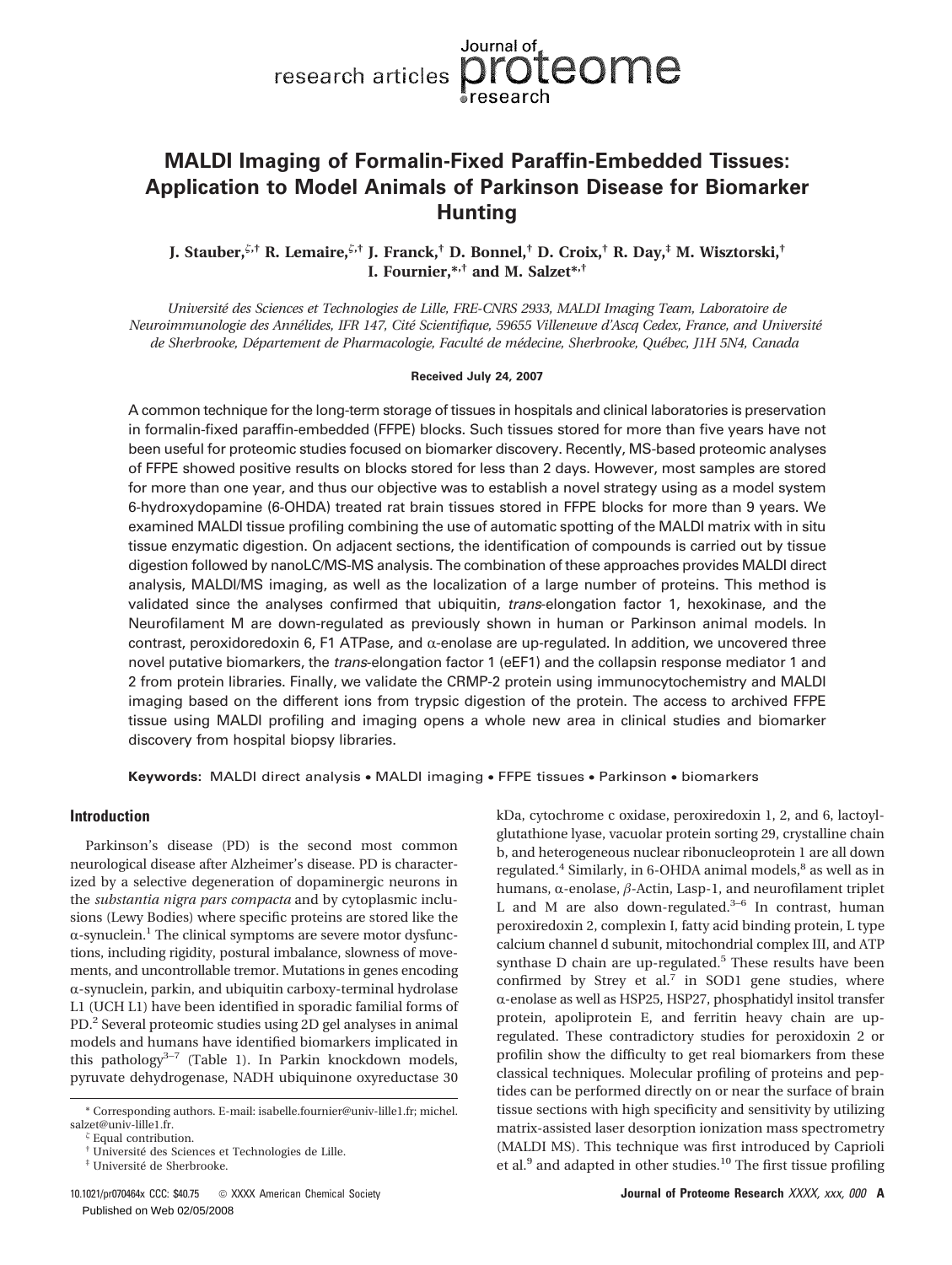# MALDI Imaging of Formalin-Fixed Paraffin-Embedded Tissues: Application to Model Animals of Parkinson Disease for Biomarker Hunting

**J. Stauber,[ζ,†] R. Lemaire,[ζ,†] J. Franck,[†] D. Bonnel,[†] D. Croix,[†] R. Day,[‡] M. Wisztorski,[†] I. Fournier,[*,†] and M. Salzet[*,†]**

*Université des Sciences et Technologies de Lille, FRE-CNRS 2933, MALDI Imaging Team, Laboratoire de Neuroimmunologie des Annélides, IFR 147, Cité Scientifique, 59655 Villeneuve d'Ascq Cedex, France, and Université de Sherbrooke, Département de Pharmacologie, Faculté de médecine, Sherbrooke, Québec, J1H 5N4, Canada*

**Received July 24, 2007**

A common technique for the long-term storage of tissues in hospitals and clinical laboratories is preservation in formalin-fixed paraffin-embedded (FFPE) blocks. Such tissues stored for more than five years have not been useful for proteomic studies focused on biomarker discovery. Recently, MS-based proteomic analyses of FFPE showed positive results on blocks stored for less than 2 days. However, most samples are stored for more than one year, and thus our objective was to establish a novel strategy using as a model system 6-hydroxydopamine (6-OHDA) treated rat brain tissues stored in FFPE blocks for more than 9 years. We examined MALDI tissue profiling combining the use of automatic spotting of the MALDI matrix with in situ tissue enzymatic digestion. On adjacent sections, the identification of compounds is carried out by tissue digestion followed by nanoLC/MS-MS analysis. The combination of these approaches provides MALDI direct analysis, MALDI/MS imaging, as well as the localization of a large number of proteins. This method is validated since the analyses confirmed that ubiquitin, *trans*-elongation factor 1, hexokinase, and the Neurofilament M are down-regulated as previously shown in human or Parkinson animal models. In contrast, peroxidoredoxin 6, F1 ATPase, and α-enolase are up-regulated. In addition, we uncovered three novel putative biomarkers, the *trans*-elongation factor 1 (eEF1) and the collapsin response mediator 1 and 2 from protein libraries. Finally, we validate the CRMP-2 protein using immunocytochemistry and MALDI imaging based on the different ions from trypsic digestion of the protein. The access to archived FFPE tissue using MALDI profiling and imaging opens a whole new area in clinical studies and biomarker discovery from hospital biopsy libraries.

**Keywords:** MALDI direct analysis • MALDI imaging • FFPE tissues • Parkinson • biomarkers

## Introduction

Parkinson's disease (PD) is the second most common neurological disease after Alzheimer's disease. PD is characterized by a selective degeneration of dopaminergic neurons in the *substantia nigra pars compacta* and by cytoplasmic inclusions (Lewy Bodies) where specific proteins are stored like the α-synuclein.[1] The clinical symptoms are severe motor dysfunctions, including rigidity, postural imbalance, slowness of movements, and uncontrollable tremor. Mutations in genes encoding α-synuclein, parkin, and ubiquitin carboxy-terminal hydrolase L1 (UCH L1) have been identified in sporadic familial forms of PD.[2] Several proteomic studies using 2D gel analyses in animal models and humans have identified biomarkers implicated in this pathology[3–7] (Table 1). In Parkin knockdown models, pyruvate dehydrogenase, NADH ubiquinone oxyreductase 30 kDa, cytochrome c oxidase, peroxiredoxin 1, 2, and 6, lactoylglutathione lyase, vacuolar protein sorting 29, crystalline chain b, and heterogeneous nuclear ribonucleoprotein 1 are all down regulated.[4] Similarly, in 6-OHDA animal models,[8] as well as in humans, α-enolase, β-Actin, Lasp-1, and neurofilament triplet L and M are also down-regulated.[3–6] In contrast, human peroxiredoxin 2, complexin I, fatty acid binding protein, L type calcium channel d subunit, mitochondrial complex III, and ATP synthase D chain are up-regulated.[5] These results have been confirmed by Strey et al.[7] in SOD1 gene studies, where α-enolase as well as HSP25, HSP27, phosphatidyl insitol transfer protein, apoliprotein E, and ferritin heavy chain are up-regulated. These contradictory studies for peroxidoxin 2 or profilin show the difficulty to get real biomarkers from these classical techniques. Molecular profiling of proteins and peptides can be performed directly on or near the surface of brain tissue sections with high specificity and sensitivity by utilizing matrix-assisted laser desorption ionization mass spectrometry (MALDI MS). This technique was first introduced by Caprioli et al.[9] and adapted in other studies.[10] The first tissue profiling

\* Corresponding authors. E-mail: isabelle.fournier@univ-lille1.fr; michel.salzet@univ-lille1.fr.

ζ Equal contribution.

† Université des Sciences et Technologies de Lille.

‡ Université de Sherbrooke.

10.1021/pr070464x CCC: $40.75 © XXXX American Chemical Society

Published on Web 02/05/2008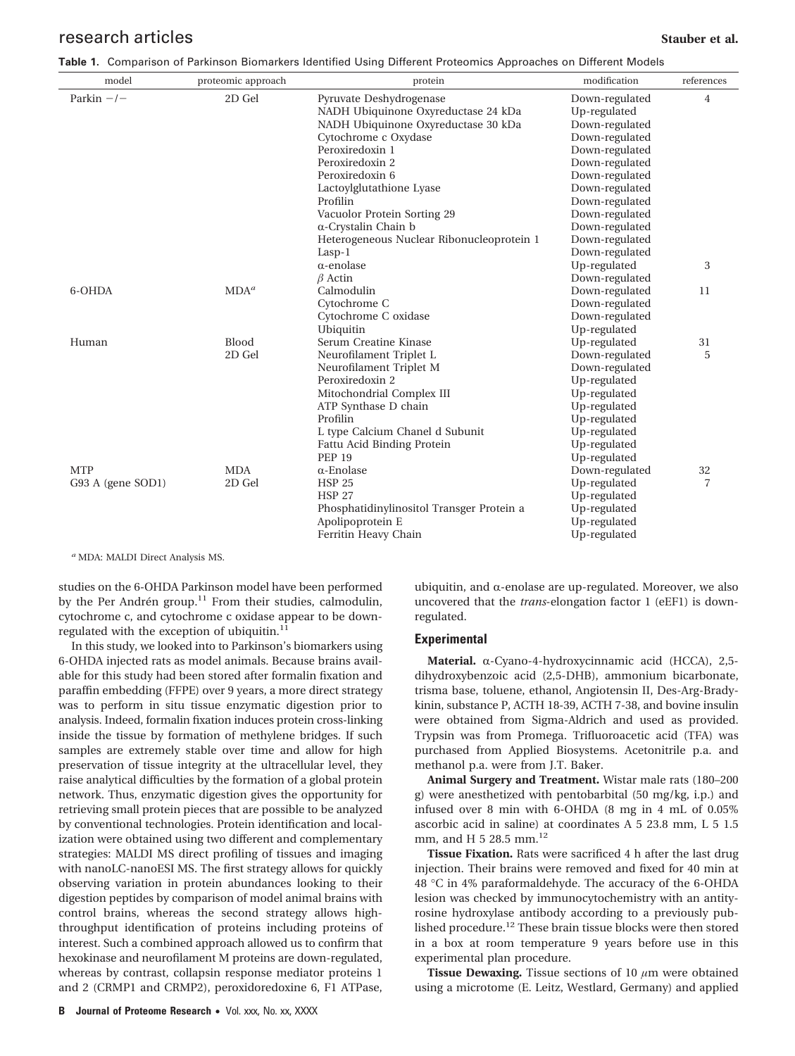**Table 1.** Comparison of Parkinson Biomarkers Identified Using Different Proteomics Approaches on Different Models

| model | proteomic approach | protein | modification | references |
|---|---|---|---|---|
| Parkin −/− | 2D Gel | Pyruvate Deshydrogenase | Down-regulated | 4 |
| | | NADH Ubiquinone Oxyreductase 24 kDa | Up-regulated | |
| | | NADH Ubiquinone Oxyreductase 30 kDa | Down-regulated | |
| | | Cytochrome c Oxydase | Down-regulated | |
| | | Peroxiredoxin 1 | Down-regulated | |
| | | Peroxiredoxin 2 | Down-regulated | |
| | | Peroxiredoxin 6 | Down-regulated | |
| | | Lactoylglutathione Lyase | Down-regulated | |
| | | Profilin | Down-regulated | |
| | | Vacuolor Protein Sorting 29 | Down-regulated | |
| | | α-Crystalin Chain b | Down-regulated | |
| | | Heterogeneous Nuclear Ribonucleoprotein 1 | Down-regulated | |
| | | Lasp-1 | Down-regulated | |
| | | α-enolase | Up-regulated | 3 |
| | | β Actin | Down-regulated | |
| 6-OHDA | MDA[a] | Calmodulin | Down-regulated | 11 |
| | | Cytochrome C | Down-regulated | |
| | | Cytochrome C oxidase | Down-regulated | |
| | | Ubiquitin | Up-regulated | |
| Human | Blood | Serum Creatine Kinase | Up-regulated | 31 |
| | 2D Gel | Neurofilament Triplet L | Down-regulated | 5 |
| | | Neurofilament Triplet M | Down-regulated | |
| | | Peroxiredoxin 2 | Up-regulated | |
| | | Mitochondrial Complex III | Up-regulated | |
| | | ATP Synthase D chain | Up-regulated | |
| | | Profilin | Up-regulated | |
| | | L type Calcium Chanel d Subunit | Up-regulated | |
| | | Fattu Acid Binding Protein | Up-regulated | |
| | | PEP 19 | Up-regulated | |
| MTP | MDA | α-Enolase | Down-regulated | 32 |
| G93 A (gene SOD1) | 2D Gel | HSP 25 | Up-regulated | 7 |
| | | HSP 27 | Up-regulated | |
| | | Phosphatidinylinositol Transger Protein a | Up-regulated | |
| | | Apolipoprotein E | Up-regulated | |
| | | Ferritin Heavy Chain | Up-regulated | |

[a] MDA: MALDI Direct Analysis MS.

studies on the 6-OHDA Parkinson model have been performed by the Per Andrén group.[11] From their studies, calmodulin, cytochrome c, and cytochrome c oxidase appear to be down-regulated with the exception of ubiquitin.[11]

In this study, we looked into to Parkinson's biomarkers using 6-OHDA injected rats as model animals. Because brains available for this study had been stored after formalin fixation and paraffin embedding (FFPE) over 9 years, a more direct strategy was to perform in situ tissue enzymatic digestion prior to analysis. Indeed, formalin fixation induces protein cross-linking inside the tissue by formation of methylene bridges. If such samples are extremely stable over time and allow for high preservation of tissue integrity at the ultracellular level, they raise analytical difficulties by the formation of a global protein network. Thus, enzymatic digestion gives the opportunity for retrieving small protein pieces that are possible to be analyzed by conventional technologies. Protein identification and localization were obtained using two different and complementary strategies: MALDI MS direct profiling of tissues and imaging with nanoLC-nanoESI MS. The first strategy allows for quickly observing variation in protein abundances looking to their digestion peptides by comparison of model animal brains with control brains, whereas the second strategy allows high-throughput identification of proteins including proteins of interest. Such a combined approach allowed us to confirm that hexokinase and neurofilament M proteins are down-regulated, whereas by contrast, collapsin response mediator proteins 1 and 2 (CRMP1 and CRMP2), peroxidoredoxine 6, F1 ATPase, ubiquitin, and α-enolase are up-regulated. Moreover, we also uncovered that the *trans*-elongation factor 1 (eEF1) is down-regulated.

## Experimental

**Material.** α-Cyano-4-hydroxycinnamic acid (HCCA), 2,5-dihydroxybenzoic acid (2,5-DHB), ammonium bicarbonate, trisma base, toluene, ethanol, Angiotensin II, Des-Arg-Bradykinin, substance P, ACTH 18-39, ACTH 7-38, and bovine insulin were obtained from Sigma-Aldrich and used as provided. Trypsin was from Promega. Trifluoroacetic acid (TFA) was purchased from Applied Biosystems. Acetonitrile p.a. and methanol p.a. were from J.T. Baker.

**Animal Surgery and Treatment.** Wistar male rats (180–200 g) were anesthetized with pentobarbital (50 mg/kg, i.p.) and infused over 8 min with 6-OHDA (8 mg in 4 mL of 0.05% ascorbic acid in saline) at coordinates A 5 23.8 mm, L 5 1.5 mm, and H 5 28.5 mm.[12]

**Tissue Fixation.** Rats were sacrificed 4 h after the last drug injection. Their brains were removed and fixed for 40 min at 48 °C in 4% paraformaldehyde. The accuracy of the 6-OHDA lesion was checked by immunocytochemistry with an antityrosine hydroxylase antibody according to a previously published procedure.[12] These brain tissue blocks were then stored in a box at room temperature 9 years before use in this experimental plan procedure.

**Tissue Dewaxing.** Tissue sections of 10 μm were obtained using a microtome (E. Leitz, Westlard, Germany) and applied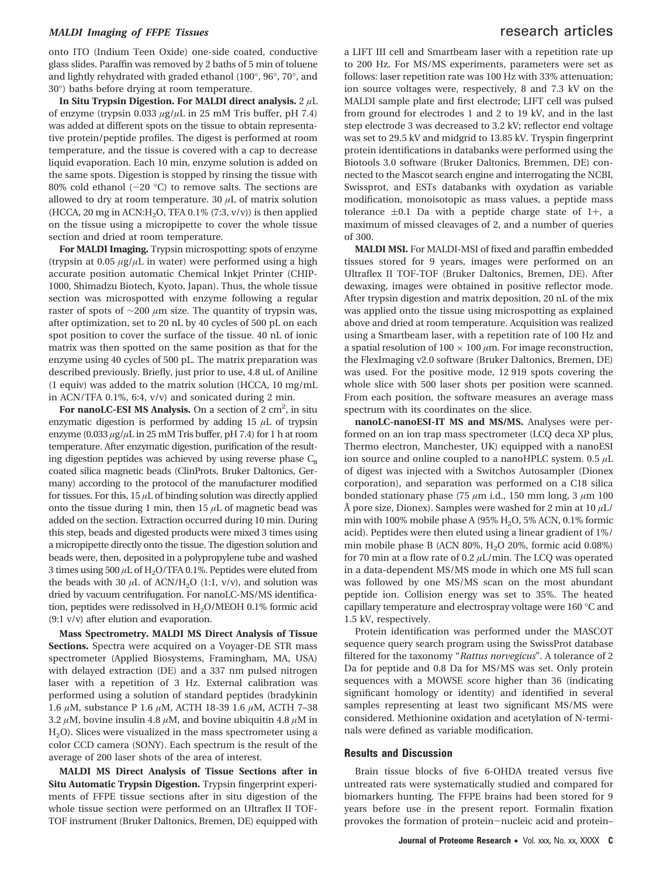onto ITO (Indium Teen Oxide) one-side coated, conductive glass slides. Paraffin was removed by 2 baths of 5 min of toluene and lightly rehydrated with graded ethanol (100°, 96°, 70°, and 30°) baths before drying at room temperature.

**In Situ Trypsin Digestion. For MALDI direct analysis.** 2 $\mu$L of enzyme (trypsin 0.033 $\mu$g/$\mu$L in 25 mM Tris buffer, pH 7.4) was added at different spots on the tissue to obtain representative protein/peptide profiles. The digest is performed at room temperature, and the tissue is covered with a cap to decrease liquid evaporation. Each 10 min, enzyme solution is added on the same spots. Digestion is stopped by rinsing the tissue with 80% cold ethanol (−20 °C) to remove salts. The sections are allowed to dry at room temperature. 30 $\mu$L of matrix solution (HCCA, 20 mg in ACN:$H_2O$, TFA 0.1% (7:3, v/v)) is then applied on the tissue using a micropipette to cover the whole tissue section and dried at room temperature.

**For MALDI Imaging.** Trypsin microspotting: spots of enzyme (trypsin at 0.05 $\mu$g/$\mu$L in water) were performed using a high accurate position automatic Chemical Inkjet Printer (CHIP-1000, Shimadzu Biotech, Kyoto, Japan). Thus, the whole tissue section was microspotted with enzyme following a regular raster of spots of ~200 $\mu$m size. The quantity of trypsin was, after optimization, set to 20 nL by 40 cycles of 500 pL on each spot position to cover the surface of the tissue. 40 nL of ionic matrix was then spotted on the same position as that for the enzyme using 40 cycles of 500 pL. The matrix preparation was described previously. Briefly, just prior to use, 4.8 uL of Aniline (1 equiv) was added to the matrix solution (HCCA, 10 mg/mL in ACN/TFA 0.1%, 6:4, v/v) and sonicated during 2 min.

**For nanoLC-ESI MS Analysis.** On a section of 2 $cm^2$, in situ enzymatic digestion is performed by adding 15 $\mu$L of trypsin enzyme (0.033 $\mu$g/$\mu$L in 25 mM Tris buffer, pH 7.4) for 1 h at room temperature. After enzymatic digestion, purification of the resulting digestion peptides was achieved by using reverse phase $C_8$ coated silica magnetic beads (ClinProts, Bruker Daltonics, Germany) according to the protocol of the manufacturer modified for tissues. For this, 15 $\mu$L of binding solution was directly applied onto the tissue during 1 min, then 15 $\mu$L of magnetic bead was added on the section. Extraction occurred during 10 min. During this step, beads and digested products were mixed 3 times using a micropipette directly onto the tissue. The digestion solution and beads were, then, deposited in a polypropylene tube and washed 3 times using 500 $\mu$L of $H_2O$/TFA 0.1%. Peptides were eluted from the beads with 30 $\mu$L of ACN/$H_2O$ (1:1, v/v), and solution was dried by vacuum centrifugation. For nanoLC-MS/MS identification, peptides were redissolved in $H_2O$/MEOH 0.1% formic acid (9:1 v/v) after elution and evaporation.

**Mass Spectrometry. MALDI MS Direct Analysis of Tissue Sections.** Spectra were acquired on a Voyager-DE STR mass spectrometer (Applied Biosystems, Framingham, MA, USA) with delayed extraction (DE) and a 337 nm pulsed nitrogen laser with a repetition of 3 Hz. External calibration was performed using a solution of standard peptides (bradykinin 1.6 $\mu$M, substance P 1.6 $\mu$M, ACTH 18-39 1.6 $\mu$M, ACTH 7–38 3.2 $\mu$M, bovine insulin 4.8 $\mu$M, and bovine ubiquitin 4.8 $\mu$M in $H_2O$). Slices were visualized in the mass spectrometer using a color CCD camera (SONY). Each spectrum is the result of the average of 200 laser shots of the area of interest.

**MALDI MS Direct Analysis of Tissue Sections after in Situ Automatic Trypsin Digestion.** Trypsin fingerprint experiments of FFPE tissue sections after in situ digestion of the whole tissue section were performed on an Ultraflex II TOF-TOF instrument (Bruker Daltonics, Bremen, DE) equipped with a LIFT III cell and Smartbeam laser with a repetition rate up to 200 Hz. For MS/MS experiments, parameters were set as follows: laser repetition rate was 100 Hz with 33% attenuation; ion source voltages were, respectively, 8 and 7.3 kV on the MALDI sample plate and first electrode; LIFT cell was pulsed from ground for electrodes 1 and 2 to 19 kV, and in the last step electrode 3 was decreased to 3.2 kV; reflector end voltage was set to 29.5 kV and midgrid to 13.85 kV. Tryspin fingerprint protein identifications in databanks were performed using the Biotools 3.0 software (Bruker Daltonics, Bremmen, DE) connected to the Mascot search engine and interrogating the NCBI, Swissprot, and ESTs databanks with oxydation as variable modification, monoisotopic as mass values, a peptide mass tolerance ±0.1 Da with a peptide charge state of 1+, a maximum of missed cleavages of 2, and a number of queries of 300.

**MALDI MSI.** For MALDI-MSI of fixed and paraffin embedded tissues stored for 9 years, images were performed on an Ultraflex II TOF-TOF (Bruker Daltonics, Bremen, DE). After dewaxing, images were obtained in positive reflector mode. After trypsin digestion and matrix deposition, 20 nL of the mix was applied onto the tissue using microspotting as explained above and dried at room temperature. Acquisition was realized using a Smartbeam laser, with a repetition rate of 100 Hz and a spatial resolution of 100 × 100 $\mu$m. For image reconstruction, the FlexImaging v2.0 software (Bruker Daltonics, Bremen, DE) was used. For the positive mode, 12 919 spots covering the whole slice with 500 laser shots per position were scanned. From each position, the software measures an average mass spectrum with its coordinates on the slice.

**nanoLC-nanoESI-IT MS and MS/MS.** Analyses were performed on an ion trap mass spectrometer (LCQ deca XP plus, Thermo electron, Manchester, UK) equipped with a nanoESI ion source and online coupled to a nanoHPLC system. 0.5 $\mu$L of digest was injected with a Switchos Autosampler (Dionex corporation), and separation was performed on a C18 silica bonded stationary phase (75 $\mu$m i.d., 150 mm long, 3 $\mu$m 100 Å pore size, Dionex). Samples were washed for 2 min at 10 $\mu$L/min with 100% mobile phase A (95% $H_2O$, 5% ACN, 0.1% formic acid). Peptides were then eluted using a linear gradient of 1%/min mobile phase B (ACN 80%, $H_2O$ 20%, formic acid 0.08%) for 70 min at a flow rate of 0.2 $\mu$L/min. The LCQ was operated in a data-dependent MS/MS mode in which one MS full scan was followed by one MS/MS scan on the most abundant peptide ion. Collision energy was set to 35%. The heated capillary temperature and electrospray voltage were 160 °C and 1.5 kV, respectively.

Protein identification was performed under the MASCOT sequence query search program using the SwissProt database filtered for the taxonomy "*Rattus norvegicus*". A tolerance of 2 Da for peptide and 0.8 Da for MS/MS was set. Only protein sequences with a MOWSE score higher than 36 (indicating significant homology or identity) and identified in several samples representing at least two significant MS/MS were considered. Methionine oxidation and acetylation of N-terminals were defined as variable modification.

## Results and Discussion

Brain tissue blocks of five 6-OHDA treated versus five untreated rats were systematically studied and compared for biomarkers hunting. The FFPE brains had been stored for 9 years before use in the present report. Formalin fixation provokes the formation of protein−nucleic acid and protein–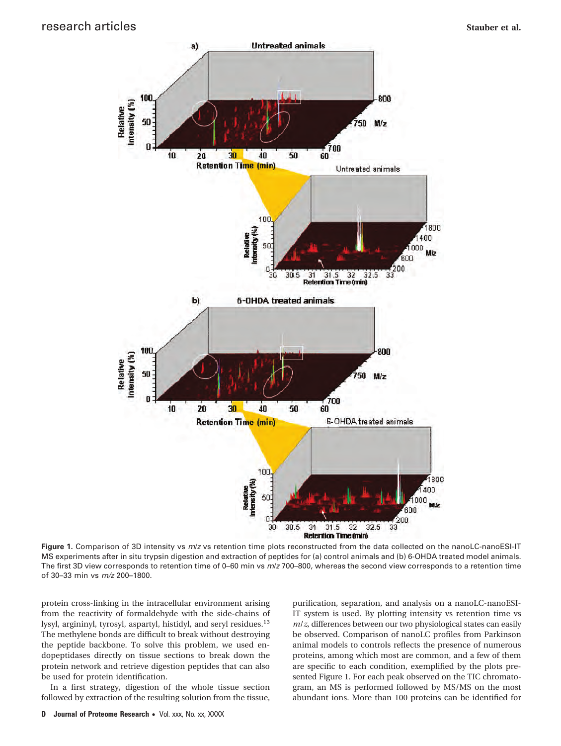**Figure 1.** Comparison of 3D intensity vs *m*/*z* vs retention time plots reconstructed from the data collected on the nanoLC-nanoESI-IT MS experiments after in situ trypsin digestion and extraction of peptides for (a) control animals and (b) 6-OHDA treated model animals. The first 3D view corresponds to retention time of 0–60 min vs *m/z* 700–800, whereas the second view corresponds to a retention time of 30–33 min vs *m/z* 200–1800.

protein cross-linking in the intracellular environment arising from the reactivity of formaldehyde with the side-chains of lysyl, argininyl, tyrosyl, aspartyl, histidyl, and seryl residues.[13] The methylene bonds are difficult to break without destroying the peptide backbone. To solve this problem, we used endopeptidases directly on tissue sections to break down the protein network and retrieve digestion peptides that can also be used for protein identification.

In a first strategy, digestion of the whole tissue section followed by extraction of the resulting solution from the tissue, purification, separation, and analysis on a nanoLC-nanoESI-IT system is used. By plotting intensity vs retention time vs *m*/*z*, differences between our two physiological states can easily be observed. Comparison of nanoLC profiles from Parkinson animal models to controls reflects the presence of numerous proteins, among which most are common, and a few of them are specific to each condition, exemplified by the plots presented Figure 1. For each peak observed on the TIC chromatogram, an MS is performed followed by MS/MS on the most abundant ions. More than 100 proteins can be identified for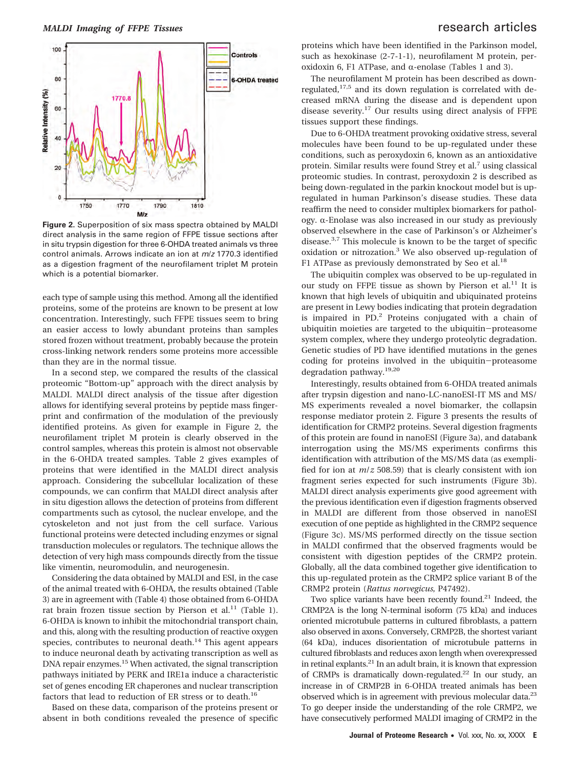**Figure 2.** Superposition of six mass spectra obtained by MALDI direct analysis in the same region of FFPE tissue sections after in situ trypsin digestion for three 6-OHDA treated animals vs three control animals. Arrows indicate an ion at *m/z* 1770.3 identified as a digestion fragment of the neurofilament triplet M protein which is a potential biomarker.

each type of sample using this method. Among all the identified proteins, some of the proteins are known to be present at low concentration. Interestingly, such FFPE tissues seem to bring an easier access to lowly abundant proteins than samples stored frozen without treatment, probably because the protein cross-linking network renders some proteins more accessible than they are in the normal tissue.

In a second step, we compared the results of the classical proteomic "Bottom-up" approach with the direct analysis by MALDI. MALDI direct analysis of the tissue after digestion allows for identifying several proteins by peptide mass fingerprint and confirmation of the modulation of the previously identified proteins. As given for example in Figure 2, the neurofilament triplet M protein is clearly observed in the control samples, whereas this protein is almost not observable in the 6-OHDA treated samples. Table 2 gives examples of proteins that were identified in the MALDI direct analysis approach. Considering the subcellular localization of these compounds, we can confirm that MALDI direct analysis after in situ digestion allows the detection of proteins from different compartments such as cytosol, the nuclear envelope, and the cytoskeleton and not just from the cell surface. Various functional proteins were detected including enzymes or signal transduction molecules or regulators. The technique allows the detection of very high mass compounds directly from the tissue like vimentin, neuromodulin, and neurogenesin.

Considering the data obtained by MALDI and ESI, in the case of the animal treated with 6-OHDA, the results obtained (Table 3) are in agreement with (Table 4) those obtained from 6-OHDA rat brain frozen tissue section by Pierson et al.[11] (Table 1). 6-OHDA is known to inhibit the mitochondrial transport chain, and this, along with the resulting production of reactive oxygen species, contributes to neuronal death.[14] This agent appears to induce neuronal death by activating transcription as well as DNA repair enzymes.[15] When activated, the signal transcription pathways initiated by PERK and IRE1a induce a characteristic set of genes encoding ER chaperones and nuclear transcription factors that lead to reduction of ER stress or to death.[16]

Based on these data, comparison of the proteins present or absent in both conditions revealed the presence of specific proteins which have been identified in the Parkinson model, such as hexokinase (2-7-1-1), neurofilament M protein, peroxidoxin 6, F1 ATPase, and α-enolase (Tables 1 and 3).

The neurofilament M protein has been described as down-regulated,[17,5] and its down regulation is correlated with decreased mRNA during the disease and is dependent upon disease severity.[17] Our results using direct analysis of FFPE tissues support these findings.

Due to 6-OHDA treatment provoking oxidative stress, several molecules have been found to be up-regulated under these conditions, such as peroxydoxin 6, known as an antioxidative protein. Similar results were found Strey et al.[7] using classical proteomic studies. In contrast, peroxydoxin 2 is described as being down-regulated in the parkin knockout model but is up-regulated in human Parkinson's disease studies. These data reaffirm the need to consider multiplex biomarkers for pathology. α-Enolase was also increased in our study as previously observed elsewhere in the case of Parkinson's or Alzheimer's disease.[3,7] This molecule is known to be the target of specific oxidation or nitrozation.[3] We also observed up-regulation of F1 ATPase as previously demonstrated by Seo et al.[18]

The ubiquitin complex was observed to be up-regulated in our study on FFPE tissue as shown by Pierson et al.[11] It is known that high levels of ubiquitin and ubiquinated proteins are present in Lewy bodies indicating that protein degradation is impaired in PD.[2] Proteins conjugated with a chain of ubiquitin moieties are targeted to the ubiquitin–proteasome system complex, where they undergo proteolytic degradation. Genetic studies of PD have identified mutations in the genes coding for proteins involved in the ubiquitin–proteasome degradation pathway.[19,20]

Interestingly, results obtained from 6-OHDA treated animals after trypsin digestion and nano-LC-nanoESI-IT MS and MS/MS experiments revealed a novel biomarker, the collapsin response mediator protein 2. Figure 3 presents the results of identification for CRMP2 proteins. Several digestion fragments of this protein are found in nanoESI (Figure 3a), and databank interrogation using the MS/MS experiments confirms this identification with attribution of the MS/MS data (as exemplified for ion at *m/z* 508.59) that is clearly consistent with ion fragment series expected for such instruments (Figure 3b). MALDI direct analysis experiments give good agreement with the previous identification even if digestion fragments observed in MALDI are different from those observed in nanoESI execution of one peptide as highlighted in the CRMP2 sequence (Figure 3c). MS/MS performed directly on the tissue section in MALDI confirmed that the observed fragments would be consistent with digestion peptides of the CRMP2 protein. Globally, all the data combined together give identification to this up-regulated protein as the CRMP2 splice variant B of the CRMP2 protein (*Rattus norvegicus*, P47492).

Two splice variants have been recently found.[21] Indeed, the CRMP2A is the long N-terminal isoform (75 kDa) and induces oriented microtubule patterns in cultured fibroblasts, a pattern also observed in axons. Conversely, CRMP2B, the shortest variant (64 kDa), induces disorientation of microtubule patterns in cultured fibroblasts and reduces axon length when overexpressed in retinal explants.[21] In an adult brain, it is known that expression of CRMPs is dramatically down-regulated.[22] In our study, an increase in of CRMP2B in 6-OHDA treated animals has been observed which is in agreement with previous molecular data.[23] To go deeper inside the understanding of the role CRMP2, we have consecutively performed MALDI imaging of CRMP2 in the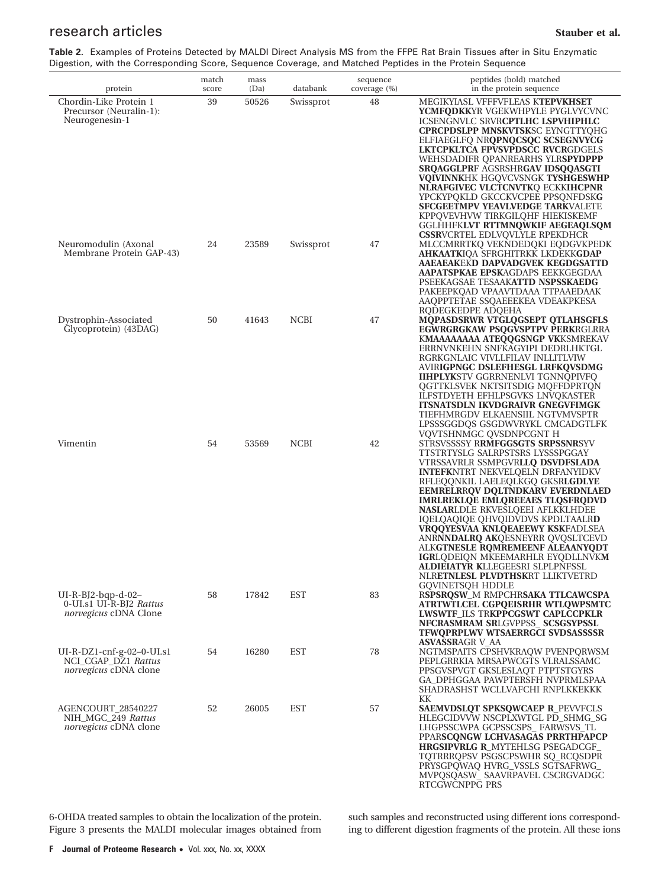**Table 2.** Examples of Proteins Detected by MALDI Direct Analysis MS from the FFPE Rat Brain Tissues after in Situ Enzymatic Digestion, with the Corresponding Score, Sequence Coverage, and Matched Peptides in the Protein Sequence

| protein | match score | mass (Da) | databank | sequence coverage (%) | peptides (bold) matched in the protein sequence |
|---|---|---|---|---|---|
| Chordin-Like Protein 1 Precursor (Neuralin-1): Neurogenesin-1 | 39 | 50526 | Swissprot | 48 | MEGIKYIASL VFFFVFLEAS K**TEPVKHSET YCMFQDKK**YR VGEKWHPYLE PYGLVYCVNC ICSENGNVLC SRVR**CPTLHC LSPVHIPHLC CPRCPDSLPP MNSKVTSK**SC EYNGTTYQHG ELFIAEGLFQ NR**QPNQCSQC SCSEGNVYCG LKTCPKLTCA FPVSVPDSCC RVCR**GDGELS WEHSDADIFR QPANREARHS YLR**SPYDPPP SRQAGGLPR**F AGSRSHR**GAV IDSQQASGTI VQIVINNK**HK HGQVCVSNGK **TYSHGESWHP NLRAFGIVEC VLCTCNVTK**Q ECKK**IHCPNR** YPCKYPQKLD GKCCKVCPEE PPSQNFDSK**G SFCGEETMPV YEAVLVEDGE TARK**VALETE KPPQVEVHVW TIRKGILQHF HIEKISKEMF GGLHHFK**LVT RTTMNQWKIF AEGEAQLSQM CSSR**VCRTEL EDLVQVLYLE RPEKDHCR |
| Neuromodulin (Axonal Membrane Protein GAP-43) | 24 | 23589 | Swissprot | 47 | MLCCMRRTKQ VEKNDEDQKI EQDGVKPEDK **AHKAATK**IQA SFRGHITRKK LKDEKK**GDAP AAEAEAK**EK**D DAPVADGVEK KEGDGSATTD AAPATSPKAE EPSK**AGDAPS EEKKGEGDAA PSEEKAGSAE TESAAK**ATTD NSPSSKAEDG** PAKEEPKQAD VPAAVTDAAA TTPAAEDAAK AAQPPTETAE SSQAEEEKEA VDEAKPKESA RQDEGKEDPE ADQEHA |
| Dystrophin-Associated Glycoprotein) (43DAG) | 50 | 41643 | NCBI | 47 | **MQPASDSRWR VTGLQGSEPT QTLAHSGFLS EGWRGRGKAW PSQGVSPTPV PERK**RGLRRA K**MAAAAAAAA ATEQQGSNGP VK**KSMREKAV ERRNVNKEHN SNFKAGYIPI DEDRLHKTGL RGRKGNLAIC VIVLLFILAV INLLITLVIW AVIR**IGPNGC DSLEFHESGL LRFKQVSDMG IIHPLYK**STV GGRRNENLVI TGNNQPIVFQ QGTTKLSVEK NKTSITSDIG MQFFDPRTQN ILFSTDYETH EFHLPSGVKS LNVQKASTER **ITSNATSDLN IKVDGRAIVR GNEGVFIMGK** TIEFHMRGDV ELKAENSIIL NGTVMVSPTR LPSSSGGDQS GSGDWVRYKL CMCADGTLFK VQVTSHNMGC QVSDNPCGNT H |
| Vimentin | 54 | 53569 | NCBI | 42 | STRSVSSSSY R**RMFGGSGTS SRPSSNR**SYV TTSTRTYSLG SALRPSTSRS LYSSSPGGAY VTRSSAVRLR SSMPGVR**LLQ DSVDFSLADA INTEFK**NTRT NEKVELQELN DRFANYIDKV RFLEQQNKIL LAELEQLKGQ GKSR**LGDLYE EEMRELR**R**QV DQLTNDKARV EVERDNLAED IMRLREKLQE EMLQREEAES TLQSFRQDVD NASLAR**LDLE RKVESLQEEI AFLKKLHDEE IQELQAQIQE QHVQIDVDVS KPDLTAALR**D VRQQYESVAA KNLQEAEEWY KSK**FADLSEA ANR**NNDALRQ AK**QESNEYRR QVQSLTCEVD ALK**GTNESLE RQMREMEENF ALEAANYQDT IGR**LQDEIQN MKEEMARHLR EYQDLLNVK**M ALDIEIATYR K**LLEGEESRI SLPLPNFSSL NLR**ETNLESL PLVDTHSK**RT LLIKTVETRD GQVINETSQH HDDLE |
| UI-R-BJ2-bqp-d-02–0-UI.s1 UI-R-BJ2 *Rattus norvegicus* cDNA Clone | 58 | 17842 | EST | 83 | R**SPSRQSW**_M RMPCHR**SAKA TTLCAWCSPA ATRTWTLCEL CGPQEISRHR WTLQWPSMTC LWSWTF**_ILS TR**KPPCGSWT CAPLCCPKLR NFCRASMRAM SR**LGVPPSS_ **SCSGSYPSSL TFWQPRPLWV WTSAERRGCI SVDSASSSSR ASVASSR**AGR V_AA |
| UI-R-DZ1-cnf-g-02–0-UI.s1 NCI_CGAP_DZ1 *Rattus norvegicus* cDNA clone | 54 | 16280 | EST | 78 | NGTMSPAITS CPSHVKRAQW PVENPQRWSM PEPLGRRKIA MRSAPWCGTS VLRALSSAMC PPSGVSPVGT GKSLESLAQT PTPTSTGYRS GA_DPHGGAA PAWPTERSFH NVPRMLSPAA SHADRASHST WCLLVAFCHI RNPLKKEKKK KK |
| AGENCOURT_28540227 NIH_MGC_249 *Rattus norvegicus* cDNA clone | 52 | 26005 | EST | 57 | **SAEMVDSLQT SPKSQWCAEP R**_PEVVFCLS HLEGCIDVVW NSCPLXWTGL PD_SHMG_SG LHGPSSCWPA GCPSSCSPS_ FARWSVS_TL PPAR**SCQNGW LCHVASAGAS PRRTHPAPCP HRGSIPVRLG R**_MYTEHLSG PSEGADCGF_ TQTRRRQPSV PSGSCPSWHR SQ_RCQSDPR PRYSGPQWAQ HVRG_VSSLS SGTSAFRWG_ MVPQSQASW_ SAAVRPAVEL CSCRGVADGC RTCGWCNPPG PRS |

6-OHDA treated samples to obtain the localization of the protein. Figure 3 presents the MALDI molecular images obtained from such samples and reconstructed using different ions corresponding to different digestion fragments of the protein. All these ions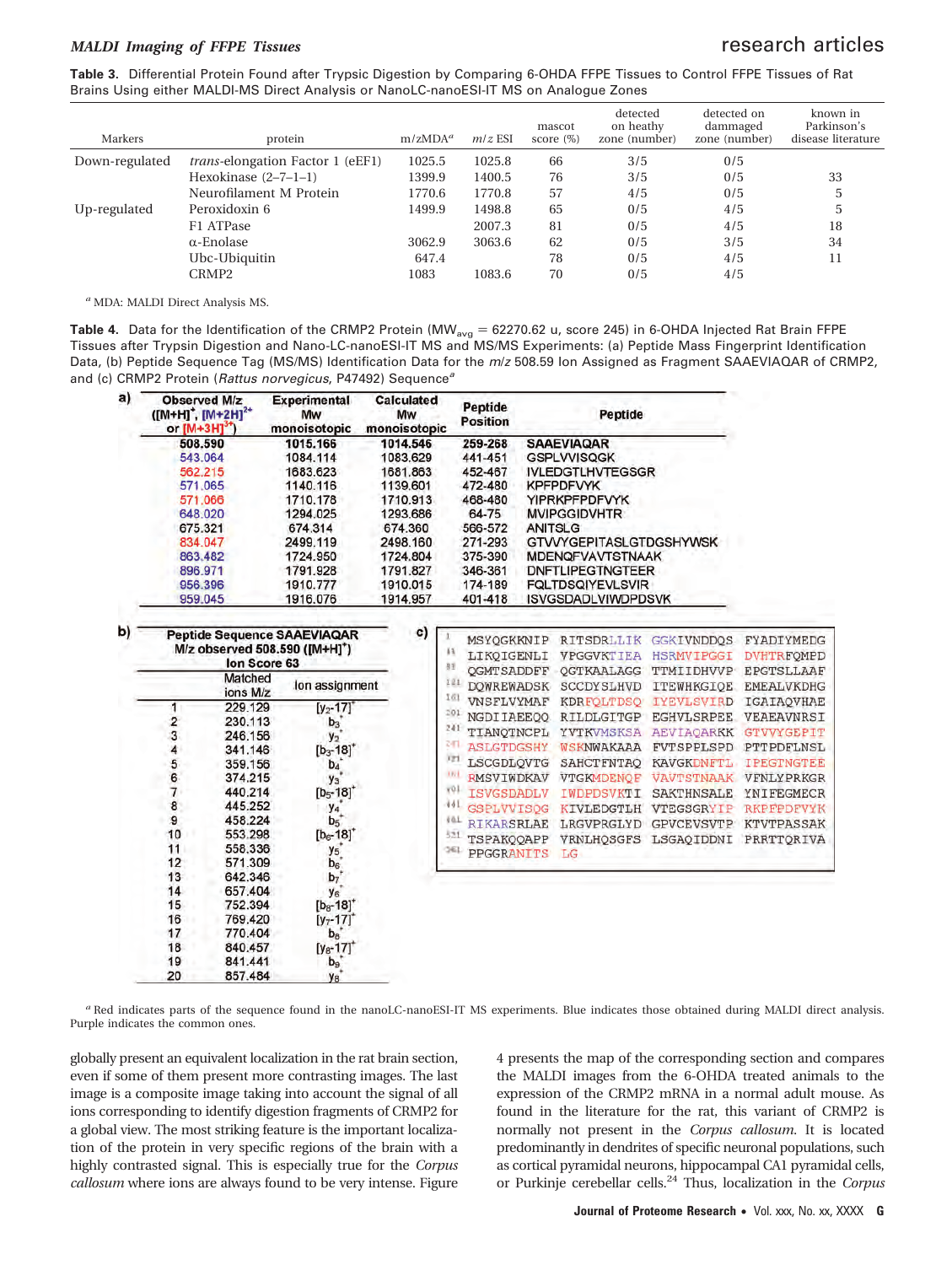**Table 3.** Differential Protein Found after Trypsic Digestion by Comparing 6-OHDA FFPE Tissues to Control FFPE Tissues of Rat Brains Using either MALDI-MS Direct Analysis or NanoLC-nanoESI-IT MS on Analogue Zones

| Markers | protein | m/zMDA[a] | m/z ESI | mascot score (%) | detected on heathy zone (number) | detected on dammaged zone (number) | known in Parkinson's disease literature |
|---|---|---|---|---|---|---|---|
| Down-regulated | *trans*-elongation Factor 1 (eEF1) | 1025.5 | 1025.8 | 66 | 3/5 | 0/5 | |
| | Hexokinase (2–7–1–1) | 1399.9 | 1400.5 | 76 | 3/5 | 0/5 | 33 |
| | Neurofilament M Protein | 1770.6 | 1770.8 | 57 | 4/5 | 0/5 | 5 |
| Up-regulated | Peroxidoxin 6 | 1499.9 | 1498.8 | 65 | 0/5 | 4/5 | 5 |
| | F1 ATPase | | 2007.3 | 81 | 0/5 | 4/5 | 18 |
| | α-Enolase | 3062.9 | 3063.6 | 62 | 0/5 | 3/5 | 34 |
| | Ubc-Ubiquitin | 647.4 | | 78 | 0/5 | 4/5 | 11 |
| | CRMP2 | 1083 | 1083.6 | 70 | 0/5 | 4/5 | |

[a] MDA: MALDI Direct Analysis MS.

**Table 4.** Data for the Identification of the CRMP2 Protein ($MW_{avg}$ = 62270.62 u, score 245) in 6-OHDA Injected Rat Brain FFPE Tissues after Trypsin Digestion and Nano-LC-nanoESI-IT MS and MS/MS Experiments: (a) Peptide Mass Fingerprint Identification Data, (b) Peptide Sequence Tag (MS/MS) Identification Data for the *m/z* 508.59 Ion Assigned as Fragment SAAEVIAQAR of CRMP2, and (c) CRMP2 Protein (*Rattus norvegicus*, P47492) Sequence[a]

a)

| Observed M/z ($[M+H]^+$, $[M+2H]^{2+}$ or $[M+3H]^{3+}$) | Experimental Mw monoisotopic | Calculated Mw monoisotopic | Peptide Position | Peptide |
|---|---|---|---|---|
| 508.590 | 1015.166 | 1014.546 | 259-268 | SAAEVIAQAR |
| 543.064 | 1084.114 | 1083.629 | 441-451 | GSPLVVISQGK |
| 562.215 | 1683.623 | 1681.863 | 452-467 | IVLEDGTLHVTEGSGR |
| 571.065 | 1140.116 | 1139.601 | 472-480 | KPFPDFVYK |
| 571.066 | 1710.178 | 1710.913 | 468-480 | YIPRKPFPDFVYK |
| 648.020 | 1294.025 | 1293.686 | 64-75 | MVIPGGIDVHTR |
| 675.321 | 674.314 | 674.360 | 566-572 | ANITSLG |
| 834.047 | 2499.119 | 2498.160 | 271-293 | GTVVYGEPITASLGTDGSHYWSK |
| 863.482 | 1724.950 | 1724.804 | 375-390 | MDENQFVAVTSTNAAK |
| 896.971 | 1791.928 | 1791.827 | 346-361 | DNFTLIPEGTNGTEER |
| 956.396 | 1910.777 | 1910.015 | 174-189 | FQLTDSQIYEVLSVIR |
| 959.045 | 1916.076 | 1914.957 | 401-418 | ISVGSDADLVIWDPDSVK |

b)

| | Matched ions M/z | Ion assignment |
|---|---|---|
| Peptide Sequence SAAEVIAQAR M/z observed 508.590 ($[M+H]^+$) Ion Score 63 | | |
| 1 | 229.129 | $[y_2-17]^+$ |
| 2 | 230.113 | $b_3^+$ |
| 3 | 246.156 | $y_2^+$ |
| 4 | 341.146 | $[b_3-18]^+$ |
| 5 | 359.156 | $b_4^+$ |
| 6 | 374.215 | $y_3^+$ |
| 7 | 440.214 | $[b_5-18]^+$ |
| 8 | 445.252 | $y_4^+$ |
| 9 | 458.224 | $b_5^+$ |
| 10 | 553.298 | $[b_6-18]^+$ |
| 11 | 558.336 | $y_5^+$ |
| 12 | 571.309 | $b_6^+$ |
| 13 | 642.346 | $b_7^+$ |
| 14 | 657.404 | $y_6^+$ |
| 15 | 752.394 | $[b_8-18]^+$ |
| 16 | 769.420 | $[y_7-17]^+$ |
| 17 | 770.404 | $b_8^+$ |
| 18 | 840.457 | $[y_8-17]^+$ |
| 19 | 841.441 | $b_9^+$ |
| 20 | 857.484 | $y_8^+$ |

c)

```
1   MSYQGKKNIP RITSDRLLIK GGKIVNDDQS FYADIYMEDG
41  LIKQIGENLI VPGGVKTIEA HSRMVIPGGI DVHTRFQMPD
81  QGMTSADDFF QGTKAALAGG TTMIIDHVVP EPGTSLLAAF
121 DQWREWADSK SCCDYSLHVD ITEWHKGIQE EMEALVKDHG
161 VNSFLVYMAF KDRFQLTDSQ IYEVLSVIRD IGAIAQVHAE
201 NGDIIAEEQQ RILDLGITGP EGHVLSRPEE VEAEAVNRSI
241 TIANQTNCPL YVTKVMSKSA AEVIAQARKK GTVVYGEPIT
281 ASLGTDGSHY WSKNWAKAAA FVTSPPLSPD PTTPDFLNSL
321 LSCGDLQVTG SAHCTFNTAQ KAVGKDNFTL IPEGTNGTEE
361 RMSVIWDKAV VTGKMDENQF VAVTSTNAAK VFNLYPRKGR
401 ISVGSDADLV IWDPDSVKTI SAKTHNSALE YNIFEGMECR
441 GSPLVVISQG KIVLEDGTLH VTEGSGRYIP RKPFPDFVYK
481 RIKARSRLAE LRGVPRGLYD GPVCEVSVTP KTVTPASSAK
521 TSPAKQQAPP VRNLHQSGFS LSGAQIDDNI PRRTTQRIVA
561 PPGGRANITS LG
```

[a] Red indicates parts of the sequence found in the nanoLC-nanoESI-IT MS experiments. Blue indicates those obtained during MALDI direct analysis. Purple indicates the common ones.

globally present an equivalent localization in the rat brain section, even if some of them present more contrasting images. The last image is a composite image taking into account the signal of all ions corresponding to identify digestion fragments of CRMP2 for a global view. The most striking feature is the important localization of the protein in very specific regions of the brain with a highly contrasted signal. This is especially true for the *Corpus callosum* where ions are always found to be very intense. Figure 4 presents the map of the corresponding section and compares the MALDI images from the 6-OHDA treated animals to the expression of the CRMP2 mRNA in a normal adult mouse. As found in the literature for the rat, this variant of CRMP2 is normally not present in the *Corpus callosum*. It is located predominantly in dendrites of specific neuronal populations, such as cortical pyramidal neurons, hippocampal CA1 pyramidal cells, or Purkinje cerebellar cells.[24] Thus, localization in the *Corpus*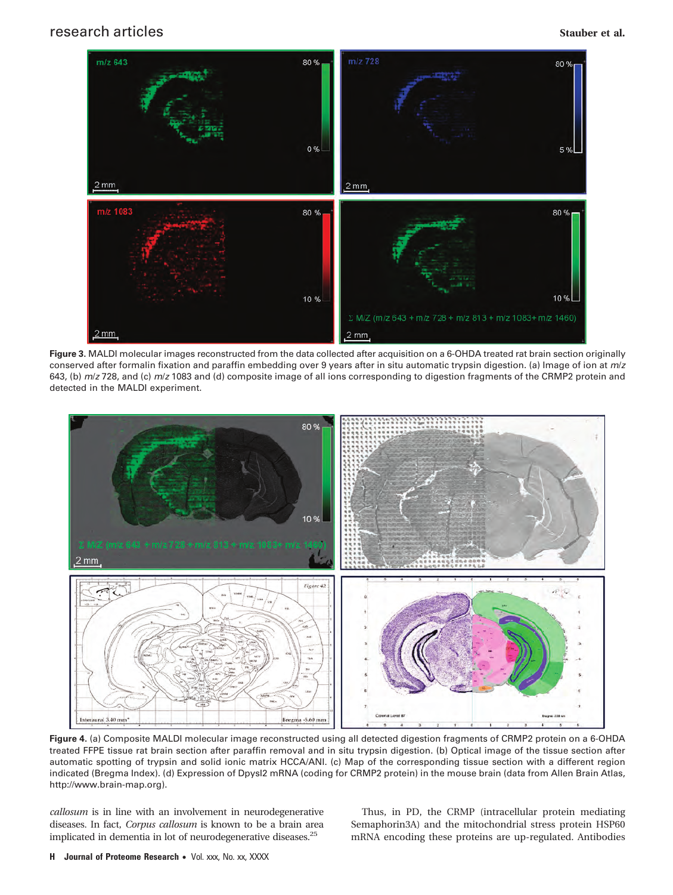**Figure 3.** MALDI molecular images reconstructed from the data collected after acquisition on a 6-OHDA treated rat brain section originally conserved after formalin fixation and paraffin embedding over 9 years after in situ automatic trypsin digestion. (a) Image of ion at *m/z* 643, (b) *m/z* 728, and (c) *m/z* 1083 and (d) composite image of all ions corresponding to digestion fragments of the CRMP2 protein and detected in the MALDI experiment.

**Figure 4.** (a) Composite MALDI molecular image reconstructed using all detected digestion fragments of CRMP2 protein on a 6-OHDA treated FFPE tissue rat brain section after paraffin removal and in situ trypsin digestion. (b) Optical image of the tissue section after automatic spotting of trypsin and solid ionic matrix HCCA/ANI. (c) Map of the corresponding tissue section with a different region indicated (Bregma Index). (d) Expression of Dpysl2 mRNA (coding for CRMP2 protein) in the mouse brain (data from Allen Brain Atlas, http://www.brain-map.org).

*callosum* is in line with an involvement in neurodegenerative diseases. In fact, *Corpus callosum* is known to be a brain area implicated in dementia in lot of neurodegenerative diseases.[25]

Thus, in PD, the CRMP (intracellular protein mediating Semaphorin3A) and the mitochondrial stress protein HSP60 mRNA encoding these proteins are up-regulated. Antibodies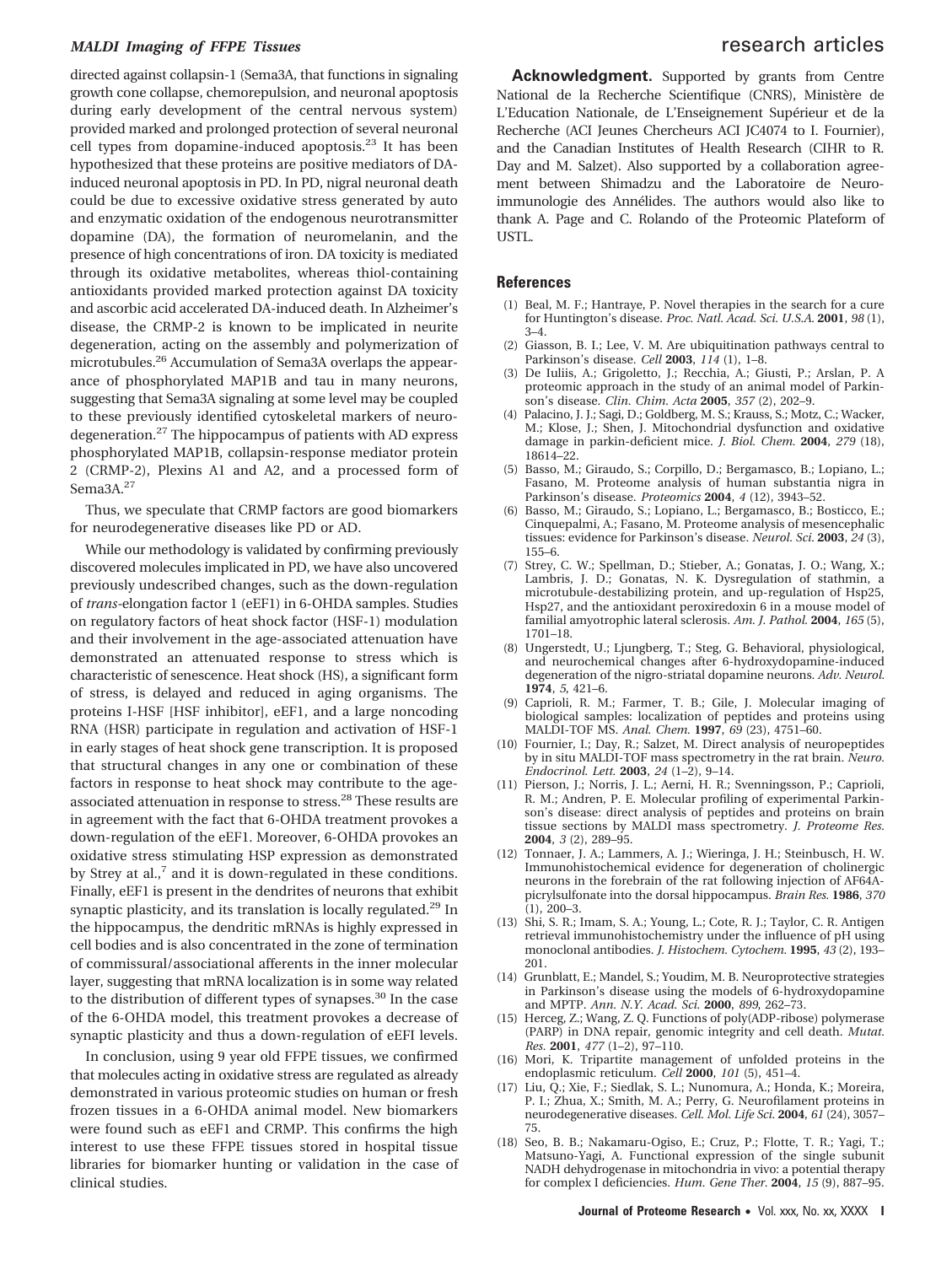directed against collapsin-1 (Sema3A, that functions in signaling growth cone collapse, chemorepulsion, and neuronal apoptosis during early development of the central nervous system) provided marked and prolonged protection of several neuronal cell types from dopamine-induced apoptosis.[23] It has been hypothesized that these proteins are positive mediators of DA-induced neuronal apoptosis in PD. In PD, nigral neuronal death could be due to excessive oxidative stress generated by auto and enzymatic oxidation of the endogenous neurotransmitter dopamine (DA), the formation of neuromelanin, and the presence of high concentrations of iron. DA toxicity is mediated through its oxidative metabolites, whereas thiol-containing antioxidants provided marked protection against DA toxicity and ascorbic acid accelerated DA-induced death. In Alzheimer's disease, the CRMP-2 is known to be implicated in neurite degeneration, acting on the assembly and polymerization of microtubules.[26] Accumulation of Sema3A overlaps the appearance of phosphorylated MAP1B and tau in many neurons, suggesting that Sema3A signaling at some level may be coupled to these previously identified cytoskeletal markers of neurodegeneration.[27] The hippocampus of patients with AD express phosphorylated MAP1B, collapsin-response mediator protein 2 (CRMP-2), Plexins A1 and A2, and a processed form of Sema3A.[27]

Thus, we speculate that CRMP factors are good biomarkers for neurodegenerative diseases like PD or AD.

While our methodology is validated by confirming previously discovered molecules implicated in PD, we have also uncovered previously undescribed changes, such as the down-regulation of *trans*-elongation factor 1 (eEF1) in 6-OHDA samples. Studies on regulatory factors of heat shock factor (HSF-1) modulation and their involvement in the age-associated attenuation have demonstrated an attenuated response to stress which is characteristic of senescence. Heat shock (HS), a significant form of stress, is delayed and reduced in aging organisms. The proteins I-HSF [HSF inhibitor], eEF1, and a large noncoding RNA (HSR) participate in regulation and activation of HSF-1 in early stages of heat shock gene transcription. It is proposed that structural changes in any one or combination of these factors in response to heat shock may contribute to the age-associated attenuation in response to stress.[28] These results are in agreement with the fact that 6-OHDA treatment provokes a down-regulation of the eEF1. Moreover, 6-OHDA provokes an oxidative stress stimulating HSP expression as demonstrated by Strey at al.,[7] and it is down-regulated in these conditions. Finally, eEF1 is present in the dendrites of neurons that exhibit synaptic plasticity, and its translation is locally regulated.[29] In the hippocampus, the dendritic mRNAs is highly expressed in cell bodies and is also concentrated in the zone of termination of commissural/associational afferents in the inner molecular layer, suggesting that mRNA localization is in some way related to the distribution of different types of synapses.[30] In the case of the 6-OHDA model, this treatment provokes a decrease of synaptic plasticity and thus a down-regulation of eEFI levels.

In conclusion, using 9 year old FFPE tissues, we confirmed that molecules acting in oxidative stress are regulated as already demonstrated in various proteomic studies on human or fresh frozen tissues in a 6-OHDA animal model. New biomarkers were found such as eEF1 and CRMP. This confirms the high interest to use these FFPE tissues stored in hospital tissue libraries for biomarker hunting or validation in the case of clinical studies.

**Acknowledgment.** Supported by grants from Centre National de la Recherche Scientifique (CNRS), Ministère de L'Education Nationale, de L'Enseignement Supérieur et de la Recherche (ACI Jeunes Chercheurs ACI JC4074 to I. Fournier), and the Canadian Institutes of Health Research (CIHR to R. Day and M. Salzet). Also supported by a collaboration agreement between Shimadzu and the Laboratoire de Neuroimmunologie des Annélides. The authors would also like to thank A. Page and C. Rolando of the Proteomic Plateform of USTL.

## References

(1) Beal, M. F.; Hantraye, P. Novel therapies in the search for a cure for Huntington's disease. *Proc. Natl. Acad. Sci. U.S.A.* **2001**, *98* (1), 3–4.

(2) Giasson, B. I.; Lee, V. M. Are ubiquitination pathways central to Parkinson's disease. *Cell* **2003**, *114* (1), 1–8.

(3) De Iuliis, A.; Grigoletto, J.; Recchia, A.; Giusti, P.; Arslan, P. A proteomic approach in the study of an animal model of Parkinson's disease. *Clin. Chim. Acta* **2005**, *357* (2), 202–9.

(4) Palacino, J. J.; Sagi, D.; Goldberg, M. S.; Krauss, S.; Motz, C.; Wacker, M.; Klose, J.; Shen, J. Mitochondrial dysfunction and oxidative damage in parkin-deficient mice. *J. Biol. Chem.* **2004**, *279* (18), 18614–22.

(5) Basso, M.; Giraudo, S.; Corpillo, D.; Bergamasco, B.; Lopiano, L.; Fasano, M. Proteome analysis of human substantia nigra in Parkinson's disease. *Proteomics* **2004**, *4* (12), 3943–52.

(6) Basso, M.; Giraudo, S.; Lopiano, L.; Bergamasco, B.; Bosticco, E.; Cinquepalmi, A.; Fasano, M. Proteome analysis of mesencephalic tissues: evidence for Parkinson's disease. *Neurol. Sci.* **2003**, *24* (3), 155–6.

(7) Strey, C. W.; Spellman, D.; Stieber, A.; Gonatas, J. O.; Wang, X.; Lambris, J. D.; Gonatas, N. K. Dysregulation of stathmin, a microtubule-destabilizing protein, and up-regulation of Hsp25, Hsp27, and the antioxidant peroxiredoxin 6 in a mouse model of familial amyotrophic lateral sclerosis. *Am. J. Pathol.* **2004**, *165* (5), 1701–18.

(8) Ungerstedt, U.; Ljungberg, T.; Steg, G. Behavioral, physiological, and neurochemical changes after 6-hydroxydopamine-induced degeneration of the nigro-striatal dopamine neurons. *Adv. Neurol.* **1974**, *5*, 421–6.

(9) Caprioli, R. M.; Farmer, T. B.; Gile, J. Molecular imaging of biological samples: localization of peptides and proteins using MALDI-TOF MS. *Anal. Chem.* **1997**, *69* (23), 4751–60.

(10) Fournier, I.; Day, R.; Salzet, M. Direct analysis of neuropeptides by in situ MALDI-TOF mass spectrometry in the rat brain. *Neuro. Endocrinol. Lett.* **2003**, *24* (1–2), 9–14.

(11) Pierson, J.; Norris, J. L.; Aerni, H. R.; Svenningsson, P.; Caprioli, R. M.; Andren, P. E. Molecular profiling of experimental Parkinson's disease: direct analysis of peptides and proteins on brain tissue sections by MALDI mass spectrometry. *J. Proteome Res.* **2004**, *3* (2), 289–95.

(12) Tonnaer, J. A.; Lammers, A. J.; Wieringa, J. H.; Steinbusch, H. W. Immunohistochemical evidence for degeneration of cholinergic neurons in the forebrain of the rat following injection of AF64A-picrylsulfonate into the dorsal hippocampus. *Brain Res.* **1986**, *370* (1), 200–3.

(13) Shi, S. R.; Imam, S. A.; Young, L.; Cote, R. J.; Taylor, C. R. Antigen retrieval immunohistochemistry under the influence of pH using monoclonal antibodies. *J. Histochem. Cytochem.* **1995**, *43* (2), 193–201.

(14) Grunblatt, E.; Mandel, S.; Youdim, M. B. Neuroprotective strategies in Parkinson's disease using the models of 6-hydroxydopamine and MPTP. *Ann. N.Y. Acad. Sci.* **2000**, *899*, 262–73.

(15) Herceg, Z.; Wang, Z. Q. Functions of poly(ADP-ribose) polymerase (PARP) in DNA repair, genomic integrity and cell death. *Mutat. Res.* **2001**, *477* (1–2), 97–110.

(16) Mori, K. Tripartite management of unfolded proteins in the endoplasmic reticulum. *Cell* **2000**, *101* (5), 451–4.

(17) Liu, Q.; Xie, F.; Siedlak, S. L.; Nunomura, A.; Honda, K.; Moreira, P. I.; Zhua, X.; Smith, M. A.; Perry, G. Neurofilament proteins in neurodegenerative diseases. *Cell. Mol. Life Sci.* **2004**, *61* (24), 3057–75.

(18) Seo, B. B.; Nakamaru-Ogiso, E.; Cruz, P.; Flotte, T. R.; Yagi, T.; Matsuno-Yagi, A. Functional expression of the single subunit NADH dehydrogenase in mitochondria in vivo: a potential therapy for complex I deficiencies. *Hum. Gene Ther.* **2004**, *15* (9), 887–95.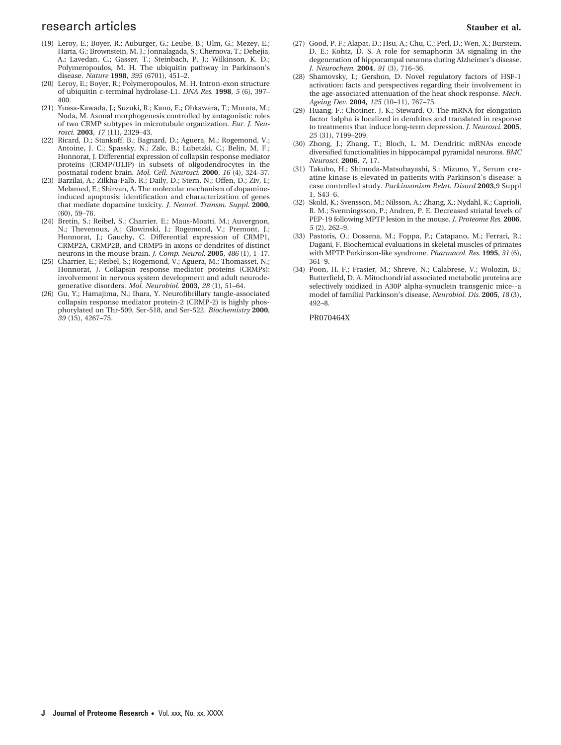(19) Leroy, E.; Boyer, R.; Auburger, G.; Leube, B.; Ulm, G.; Mezey, E.; Harta, G.; Brownstein, M. J.; Jonnalagada, S.; Chernova, T.; Dehejia, A.; Lavedan, C.; Gasser, T.; Steinbach, P. J.; Wilkinson, K. D.; Polymeropoulos, M. H. The ubiquitin pathway in Parkinson's disease. *Nature* **1998**, *395* (6701), 451–2.

(20) Leroy, E.; Boyer, R.; Polymeropoulos, M. H. Intron-exon structure of ubiquitin c-terminal hydrolase-L1. *DNA Res.* **1998**, *5* (6), 397–400.

(21) Yuasa-Kawada, J.; Suzuki, R.; Kano, F.; Ohkawara, T.; Murata, M.; Noda, M. Axonal morphogenesis controlled by antagonistic roles of two CRMP subtypes in microtubule organization. *Eur. J. Neurosci.* **2003**, *17* (11), 2329–43.

(22) Ricard, D.; Stankoff, B.; Bagnard, D.; Aguera, M.; Rogemond, V.; Antoine, J. C.; Spassky, N.; Zalc, B.; Lubetzki, C.; Belin, M. F.; Honnorat, J. Differential expression of collapsin response mediator proteins (CRMP/ULIP) in subsets of oligodendrocytes in the postnatal rodent brain. *Mol. Cell. Neurosci.* **2000**, *16* (4), 324–37.

(23) Barzilai, A.; Zilkha-Falb, R.; Daily, D.; Stern, N.; Offen, D.; Ziv, I.; Melamed, E.; Shirvan, A. The molecular mechanism of dopamine-induced apoptosis: identification and characterization of genes that mediate dopamine toxicity. *J. Neural. Transm. Suppl.* **2000**, (60), 59–76.

(24) Bretin, S.; Reibel, S.; Charrier, E.; Maus-Moatti, M.; Auvergnon, N.; Thevenoux, A.; Glowinski, J.; Rogemond, V.; Premont, J.; Honnorat, J.; Gauchy, C. Differential expression of CRMP1, CRMP2A, CRMP2B, and CRMP5 in axons or dendrites of distinct neurons in the mouse brain. *J. Comp. Neurol.* **2005**, *486* (1), 1–17.

(25) Charrier, E.; Reibel, S.; Rogemond, V.; Aguera, M.; Thomasset, N.; Honnorat, J. Collapsin response mediator proteins (CRMPs): involvement in nervous system development and adult neurodegenerative disorders. *Mol. Neurobiol.* **2003**, *28* (1), 51–64.

(26) Gu, Y.; Hamajima, N.; Ihara, Y. Neurofibrillary tangle-associated collapsin response mediator protein-2 (CRMP-2) is highly phosphorylated on Thr-509, Ser-518, and Ser-522. *Biochemistry* **2000**, *39* (15), 4267–75.

(27) Good, P. F.; Alapat, D.; Hsu, A.; Chu, C.; Perl, D.; Wen, X.; Burstein, D. E.; Kohtz, D. S. A role for semaphorin 3A signaling in the degeneration of hippocampal neurons during Alzheimer's disease. *J. Neurochem.* **2004**, *91* (3), 716–36.

(28) Shamovsky, I.; Gershon, D. Novel regulatory factors of HSF-1 activation: facts and perspectives regarding their involvement in the age-associated attenuation of the heat shock response. *Mech. Ageing Dev.* **2004**, *125* (10–11), 767–75.

(29) Huang, F.; Chotiner, J. K.; Steward, O. The mRNA for elongation factor 1alpha is localized in dendrites and translated in response to treatments that induce long-term depression. *J. Neurosci.* **2005**, *25* (31), 7199–209.

(30) Zhong, J.; Zhang, T.; Bloch, L. M. Dendritic mRNAs encode diversified functionalities in hippocampal pyramidal neurons. *BMC Neurosci.* **2006**, *7*, 17.

(31) Takubo, H.; Shimoda-Matsubayashi, S.; Mizuno, Y., Serum creatine kinase is elevated in patients with Parkinson's disease: a case controlled study. *Parkinsonism Relat. Disord* **2003**,9 Suppl 1, S43–6.

(32) Skold, K.; Svensson, M.; Nilsson, A.; Zhang, X.; Nydahl, K.; Caprioli, R. M.; Svenningsson, P.; Andren, P. E. Decreased striatal levels of PEP-19 following MPTP lesion in the mouse. *J. Proteome Res.* **2006**, *5* (2), 262–9.

(33) Pastoris, O.; Dossena, M.; Foppa, P.; Catapano, M.; Ferrari, R.; Dagani, F. Biochemical evaluations in skeletal muscles of primates with MPTP Parkinson-like syndrome. *Pharmacol. Res.* **1995**, *31* (6), 361–9.

(34) Poon, H. F.; Frasier, M.; Shreve, N.; Calabrese, V.; Wolozin, B.; Butterfield, D. A. Mitochondrial associated metabolic proteins are selectively oxidized in A30P alpha-synuclein transgenic mice--a model of familial Parkinson's disease. *Neurobiol. Dis.* **2005**, *18* (3), 492–8.

PR070464X